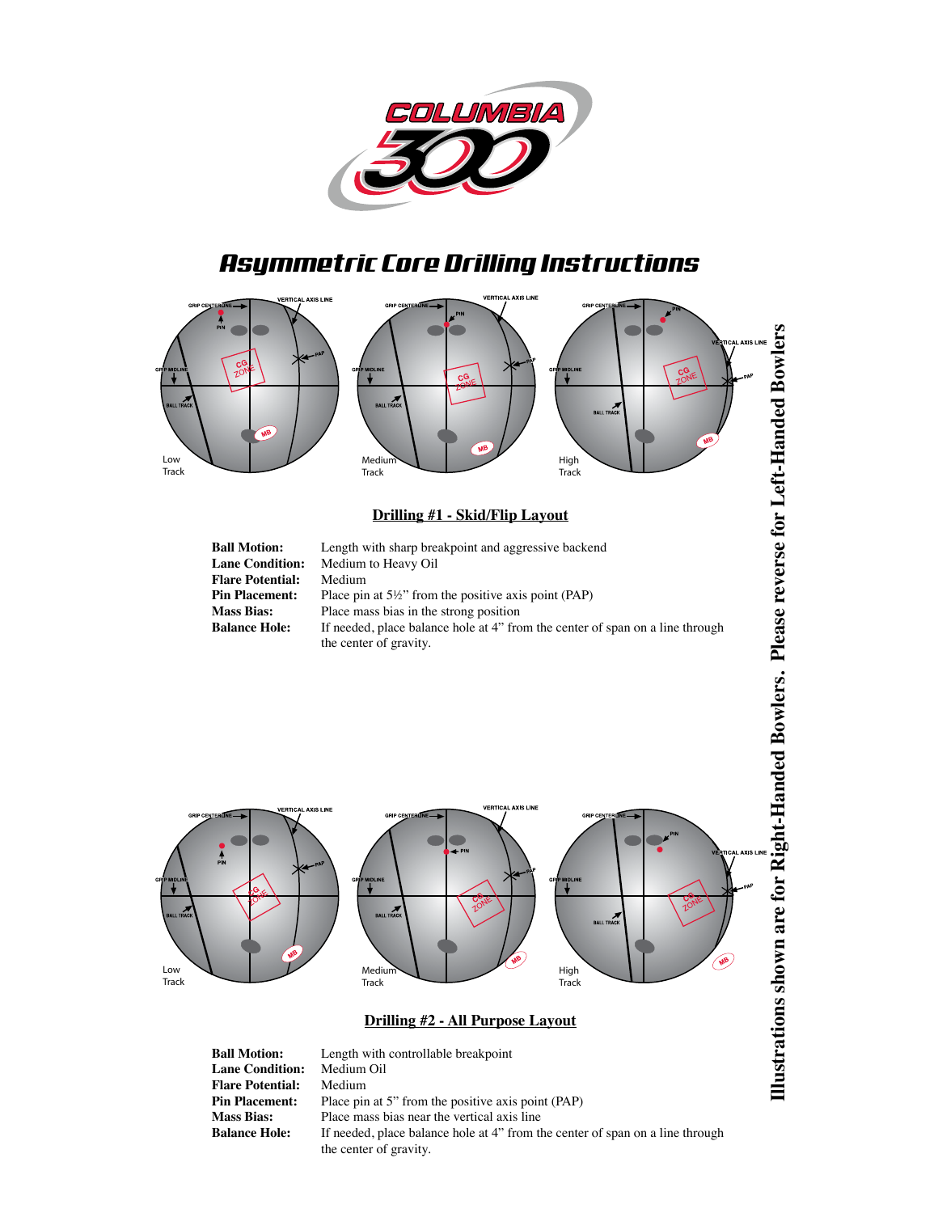# Asymmetric Core Drilling Instructions

## Drilling #1 - Skid/Flip Layout

**Ball Motion:** Length with sharp breakpoint and aggressive backend
**Lane Condition:** Medium to Heavy Oil
**Flare Potential:** Medium
**Pin Placement:** Place pin at 5½" from the positive axis point (PAP)
**Mass Bias:** Place mass bias in the strong position
**Balance Hole:** If needed, place balance hole at 4" from the center of span on a line through the center of gravity.

## Drilling #2 - All Purpose Layout

**Ball Motion:** Length with controllable breakpoint
**Lane Condition:** Medium Oil
**Flare Potential:** Medium
**Pin Placement:** Place pin at 5" from the positive axis point (PAP)
**Mass Bias:** Place mass bias near the vertical axis line
**Balance Hole:** If needed, place balance hole at 4" from the center of span on a line through the center of gravity.

Illustrations shown are for Right-Handed Bowlers. Please reverse for Left-Handed Bowlers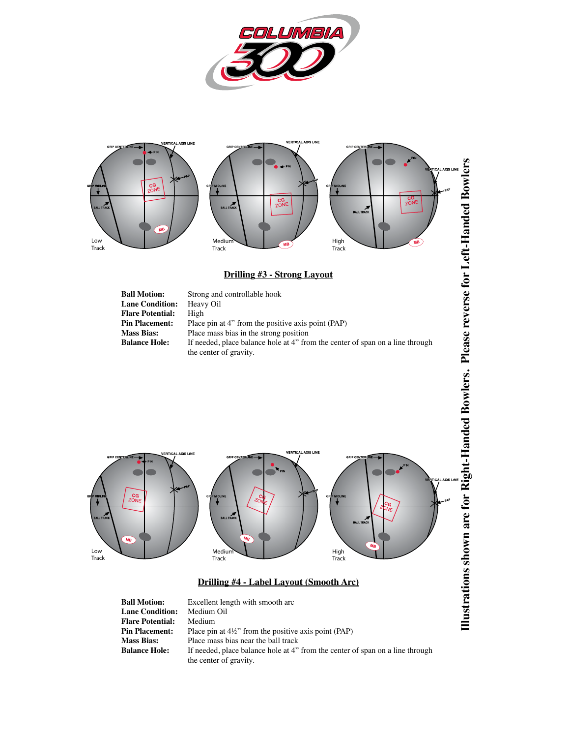## Drilling #3 - Strong Layout

**Ball Motion:** Strong and controllable hook
**Lane Condition:** Heavy Oil
**Flare Potential:** High
**Pin Placement:** Place pin at 4" from the positive axis point (PAP)
**Mass Bias:** Place mass bias in the strong position
**Balance Hole:** If needed, place balance hole at 4" from the center of span on a line through the center of gravity.

## Drilling #4 - Label Layout (Smooth Arc)

**Ball Motion:** Excellent length with smooth arc
**Lane Condition:** Medium Oil
**Flare Potential:** Medium
**Pin Placement:** Place pin at 4½" from the positive axis point (PAP)
**Mass Bias:** Place mass bias near the ball track
**Balance Hole:** If needed, place balance hole at 4" from the center of span on a line through the center of gravity.

**Illustrations shown are for Right-Handed Bowlers. Please reverse for Left-Handed Bowlers**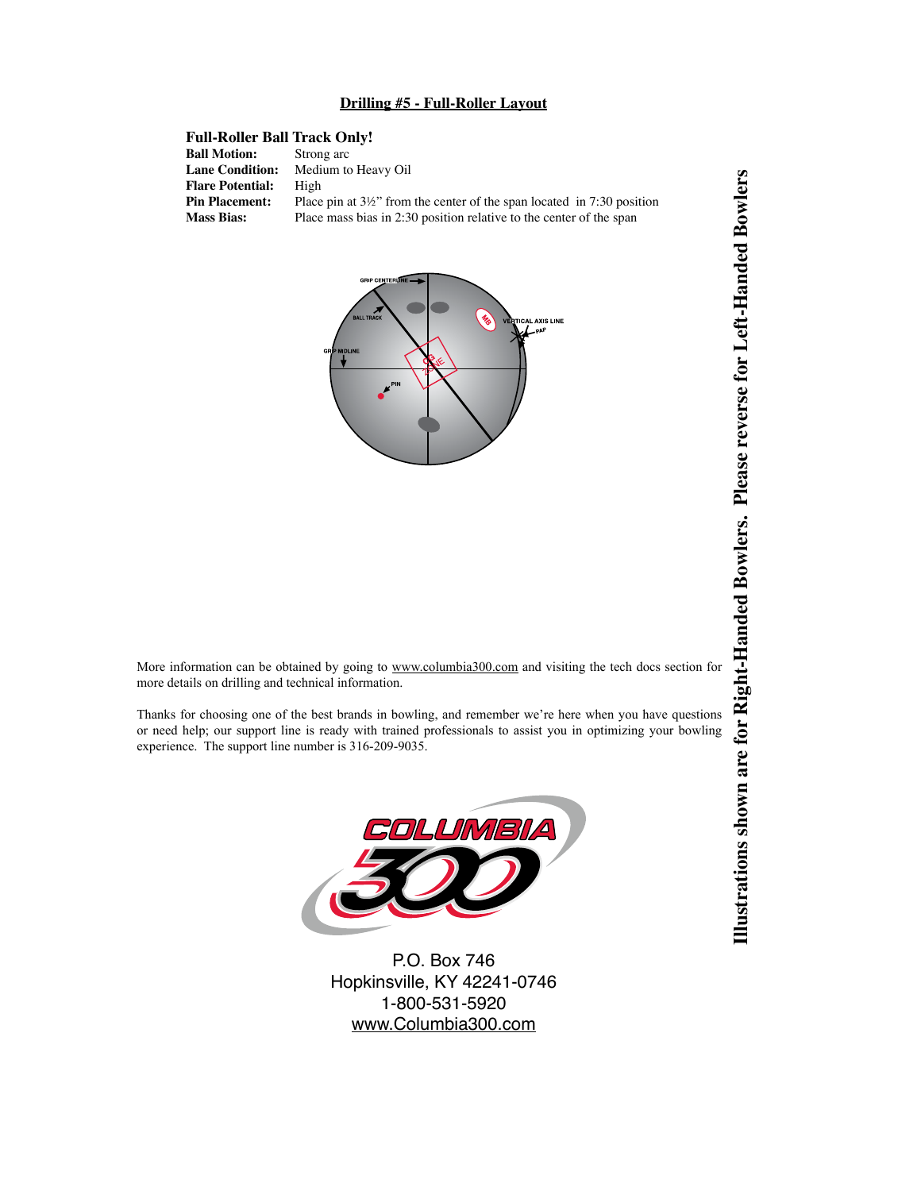## Drilling #5 - Full-Roller Layout

**Full-Roller Ball Track Only!**

**Ball Motion:** Strong arc
**Lane Condition:** Medium to Heavy Oil
**Flare Potential:** High
**Pin Placement:** Place pin at 3½" from the center of the span located in 7:30 position
**Mass Bias:** Place mass bias in 2:30 position relative to the center of the span

GRIP CENTERLINE
BALL TRACK
MB
VERTICAL AXIS LINE
PAP
GRIP MIDLINE
CG ZONE
PIN

More information can be obtained by going to www.columbia300.com and visiting the tech docs section for more details on drilling and technical information.

Thanks for choosing one of the best brands in bowling, and remember we're here when you have questions or need help; our support line is ready with trained professionals to assist you in optimizing your bowling experience. The support line number is 316-209-9035.

COLUMBIA 300

P.O. Box 746
Hopkinsville, KY 42241-0746
1-800-531-5920
www.Columbia300.com

**Illustrations shown are for Right-Handed Bowlers. Please reverse for Left-Handed Bowlers**